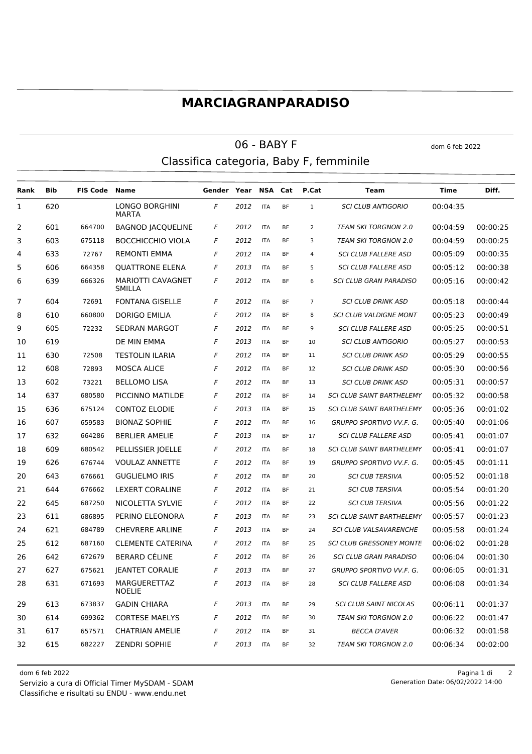# MARCIAGRANPARADISO

## 06 - BABY F

dom 6 feb 2022

### Classifica categoria, Baby F, femminile

| Rank | Bib | FIS Code | Name | Gender | Year | NSA | Cat | P.Cat | Team | Time | Diff. |
|---|---|---|---|---|---|---|---|---|---|---|---|
| 1 | 620 | | LONGO BORGHINI MARTA | F | 2012 | ITA | BF | 1 | SCI CLUB ANTIGORIO | 00:04:35 | |
| 2 | 601 | 664700 | BAGNOD JACQUELINE | F | 2012 | ITA | BF | 2 | TEAM SKI TORGNON 2.0 | 00:04:59 | 00:00:25 |
| 3 | 603 | 675118 | BOCCHICCHIO VIOLA | F | 2012 | ITA | BF | 3 | TEAM SKI TORGNON 2.0 | 00:04:59 | 00:00:25 |
| 4 | 633 | 72767 | REMONTI EMMA | F | 2012 | ITA | BF | 4 | SCI CLUB FALLERE ASD | 00:05:09 | 00:00:35 |
| 5 | 606 | 664358 | QUATTRONE ELENA | F | 2013 | ITA | BF | 5 | SCI CLUB FALLERE ASD | 00:05:12 | 00:00:38 |
| 6 | 639 | 666326 | MARIOTTI CAVAGNET SMILLA | F | 2012 | ITA | BF | 6 | SCI CLUB GRAN PARADISO | 00:05:16 | 00:00:42 |
| 7 | 604 | 72691 | FONTANA GISELLE | F | 2012 | ITA | BF | 7 | SCI CLUB DRINK ASD | 00:05:18 | 00:00:44 |
| 8 | 610 | 660800 | DORIGO EMILIA | F | 2012 | ITA | BF | 8 | SCI CLUB VALDIGNE MONT | 00:05:23 | 00:00:49 |
| 9 | 605 | 72232 | SEDRAN MARGOT | F | 2012 | ITA | BF | 9 | SCI CLUB FALLERE ASD | 00:05:25 | 00:00:51 |
| 10 | 619 | | DE MIN EMMA | F | 2013 | ITA | BF | 10 | SCI CLUB ANTIGORIO | 00:05:27 | 00:00:53 |
| 11 | 630 | 72508 | TESTOLIN ILARIA | F | 2012 | ITA | BF | 11 | SCI CLUB DRINK ASD | 00:05:29 | 00:00:55 |
| 12 | 608 | 72893 | MOSCA ALICE | F | 2012 | ITA | BF | 12 | SCI CLUB DRINK ASD | 00:05:30 | 00:00:56 |
| 13 | 602 | 73221 | BELLOMO LISA | F | 2012 | ITA | BF | 13 | SCI CLUB DRINK ASD | 00:05:31 | 00:00:57 |
| 14 | 637 | 680580 | PICCINNO MATILDE | F | 2012 | ITA | BF | 14 | SCI CLUB SAINT BARTHELEMY | 00:05:32 | 00:00:58 |
| 15 | 636 | 675124 | CONTOZ ELODIE | F | 2013 | ITA | BF | 15 | SCI CLUB SAINT BARTHELEMY | 00:05:36 | 00:01:02 |
| 16 | 607 | 659583 | BIONAZ SOPHIE | F | 2012 | ITA | BF | 16 | GRUPPO SPORTIVO VV.F. G. | 00:05:40 | 00:01:06 |
| 17 | 632 | 664286 | BERLIER AMELIE | F | 2013 | ITA | BF | 17 | SCI CLUB FALLERE ASD | 00:05:41 | 00:01:07 |
| 18 | 609 | 680542 | PELLISSIER JOELLE | F | 2012 | ITA | BF | 18 | SCI CLUB SAINT BARTHELEMY | 00:05:41 | 00:01:07 |
| 19 | 626 | 676744 | VOULAZ ANNETTE | F | 2012 | ITA | BF | 19 | GRUPPO SPORTIVO VV.F. G. | 00:05:45 | 00:01:11 |
| 20 | 643 | 676661 | GUGLIELMO IRIS | F | 2012 | ITA | BF | 20 | SCI CUB TERSIVA | 00:05:52 | 00:01:18 |
| 21 | 644 | 676662 | LEXERT CORALINE | F | 2012 | ITA | BF | 21 | SCI CUB TERSIVA | 00:05:54 | 00:01:20 |
| 22 | 645 | 687250 | NICOLETTA SYLVIE | F | 2012 | ITA | BF | 22 | SCI CUB TERSIVA | 00:05:56 | 00:01:22 |
| 23 | 611 | 686895 | PERINO ELEONORA | F | 2013 | ITA | BF | 23 | SCI CLUB SAINT BARTHELEMY | 00:05:57 | 00:01:23 |
| 24 | 621 | 684789 | CHEVRERE ARLINE | F | 2013 | ITA | BF | 24 | SCI CLUB VALSAVARENCHE | 00:05:58 | 00:01:24 |
| 25 | 612 | 687160 | CLEMENTE CATERINA | F | 2012 | ITA | BF | 25 | SCI CLUB GRESSONEY MONTE | 00:06:02 | 00:01:28 |
| 26 | 642 | 672679 | BERARD CÉLINE | F | 2012 | ITA | BF | 26 | SCI CLUB GRAN PARADISO | 00:06:04 | 00:01:30 |
| 27 | 627 | 675621 | JEANTET CORALIE | F | 2013 | ITA | BF | 27 | GRUPPO SPORTIVO VV.F. G. | 00:06:05 | 00:01:31 |
| 28 | 631 | 671693 | MARGUERETTAZ NOELIE | F | 2013 | ITA | BF | 28 | SCI CLUB FALLERE ASD | 00:06:08 | 00:01:34 |
| 29 | 613 | 673837 | GADIN CHIARA | F | 2013 | ITA | BF | 29 | SCI CLUB SAINT NICOLAS | 00:06:11 | 00:01:37 |
| 30 | 614 | 699362 | CORTESE MAELYS | F | 2012 | ITA | BF | 30 | TEAM SKI TORGNON 2.0 | 00:06:22 | 00:01:47 |
| 31 | 617 | 657571 | CHATRIAN AMELIE | F | 2012 | ITA | BF | 31 | BECCA D'AVER | 00:06:32 | 00:01:58 |
| 32 | 615 | 682227 | ZENDRI SOPHIE | F | 2013 | ITA | BF | 32 | TEAM SKI TORGNON 2.0 | 00:06:34 | 00:02:00 |

dom 6 feb 2022

Servizio a cura di Official Timer MySDAM - SDAM

Classifiche e risultati su ENDU - www.endu.net

Generation Date: 06/02/2022 14:00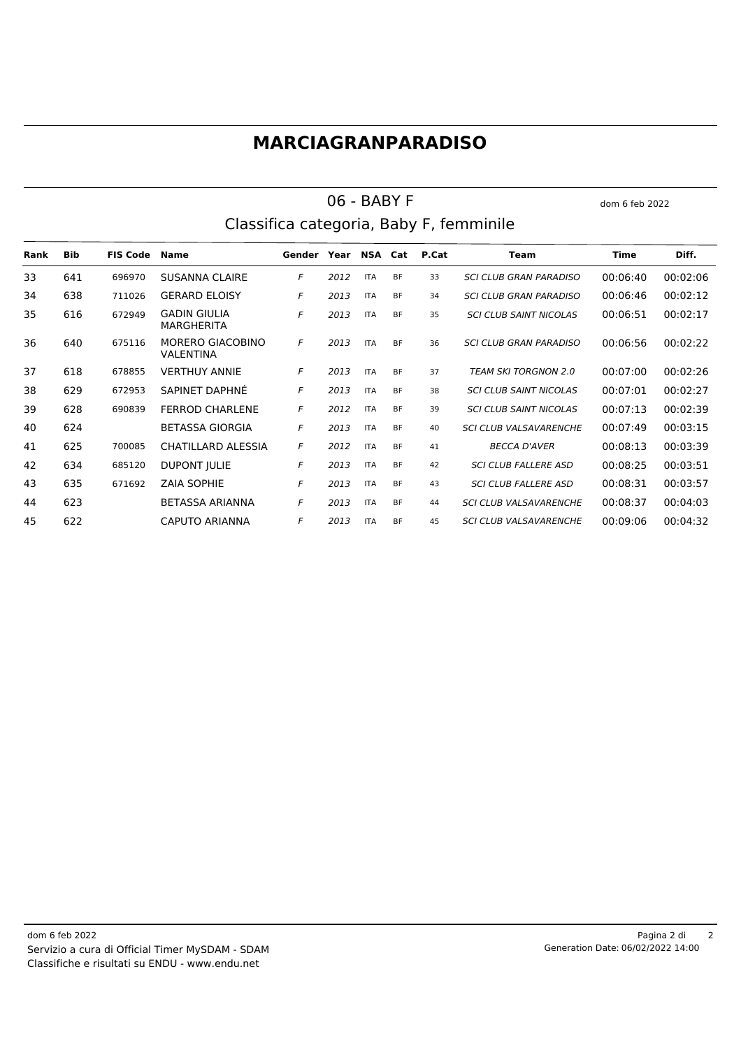# MARCIAGRANPARADISO

## 06 - BABY F

dom 6 feb 2022

### Classifica categoria, Baby F, femminile

| Rank | Bib | FIS Code | Name | Gender | Year | NSA | Cat | P.Cat | Team | Time | Diff. |
|---|---|---|---|---|---|---|---|---|---|---|---|
| 33 | 641 | 696970 | SUSANNA CLAIRE | *F* | *2012* | ITA | BF | 33 | *SCI CLUB GRAN PARADISO* | 00:06:40 | 00:02:06 |
| 34 | 638 | 711026 | GERARD ELOISY | *F* | *2013* | ITA | BF | 34 | *SCI CLUB GRAN PARADISO* | 00:06:46 | 00:02:12 |
| 35 | 616 | 672949 | GADIN GIULIA MARGHERITA | *F* | *2013* | ITA | BF | 35 | *SCI CLUB SAINT NICOLAS* | 00:06:51 | 00:02:17 |
| 36 | 640 | 675116 | MORERO GIACOBINO VALENTINA | *F* | *2013* | ITA | BF | 36 | *SCI CLUB GRAN PARADISO* | 00:06:56 | 00:02:22 |
| 37 | 618 | 678855 | VERTHUY ANNIE | *F* | *2013* | ITA | BF | 37 | *TEAM SKI TORGNON 2.0* | 00:07:00 | 00:02:26 |
| 38 | 629 | 672953 | SAPINET DAPHNÉ | *F* | *2013* | ITA | BF | 38 | *SCI CLUB SAINT NICOLAS* | 00:07:01 | 00:02:27 |
| 39 | 628 | 690839 | FERROD CHARLENE | *F* | *2012* | ITA | BF | 39 | *SCI CLUB SAINT NICOLAS* | 00:07:13 | 00:02:39 |
| 40 | 624 | | BETASSA GIORGIA | *F* | *2013* | ITA | BF | 40 | *SCI CLUB VALSAVARENCHE* | 00:07:49 | 00:03:15 |
| 41 | 625 | 700085 | CHATILLARD ALESSIA | *F* | *2012* | ITA | BF | 41 | *BECCA D'AVER* | 00:08:13 | 00:03:39 |
| 42 | 634 | 685120 | DUPONT JULIE | *F* | *2013* | ITA | BF | 42 | *SCI CLUB FALLERE ASD* | 00:08:25 | 00:03:51 |
| 43 | 635 | 671692 | ZAIA SOPHIE | *F* | *2013* | ITA | BF | 43 | *SCI CLUB FALLERE ASD* | 00:08:31 | 00:03:57 |
| 44 | 623 | | BETASSA ARIANNA | *F* | *2013* | ITA | BF | 44 | *SCI CLUB VALSAVARENCHE* | 00:08:37 | 00:04:03 |
| 45 | 622 | | CAPUTO ARIANNA | *F* | *2013* | ITA | BF | 45 | *SCI CLUB VALSAVARENCHE* | 00:09:06 | 00:04:32 |

dom 6 feb 2022
Servizio a cura di Official Timer MySDAM - SDAM
Classifiche e risultati su ENDU - www.endu.net

Generation Date: 06/02/2022 14:00